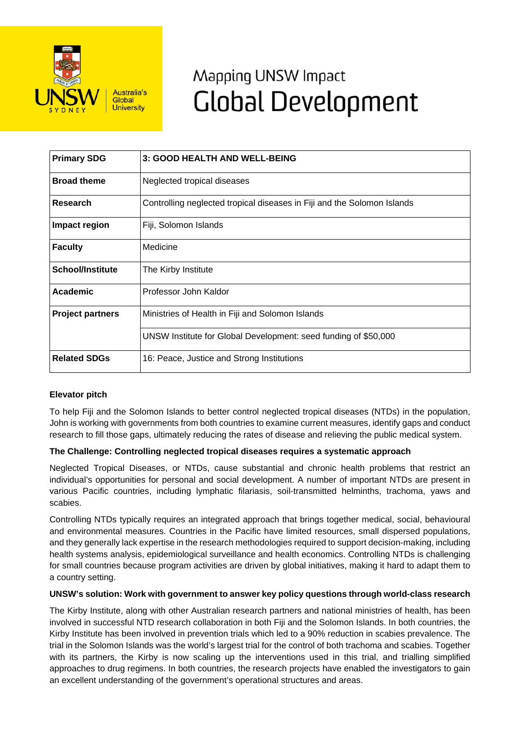# Mapping UNSW Impact
# Global Development

| Primary SDG | 3: GOOD HEALTH AND WELL-BEING |
|---|---|
| Broad theme | Neglected tropical diseases |
| Research | Controlling neglected tropical diseases in Fiji and the Solomon Islands |
| Impact region | Fiji, Solomon Islands |
| Faculty | Medicine |
| School/Institute | The Kirby Institute |
| Academic | Professor John Kaldor |
| Project partners | Ministries of Health in Fiji and Solomon Islands |
| | UNSW Institute for Global Development: seed funding of $50,000 |
| Related SDGs | 16: Peace, Justice and Strong Institutions |

**Elevator pitch**

To help Fiji and the Solomon Islands to better control neglected tropical diseases (NTDs) in the population, John is working with governments from both countries to examine current measures, identify gaps and conduct research to fill those gaps, ultimately reducing the rates of disease and relieving the public medical system.

**The Challenge: Controlling neglected tropical diseases requires a systematic approach**

Neglected Tropical Diseases, or NTDs, cause substantial and chronic health problems that restrict an individual's opportunities for personal and social development. A number of important NTDs are present in various Pacific countries, including lymphatic filariasis, soil-transmitted helminths, trachoma, yaws and scabies.

Controlling NTDs typically requires an integrated approach that brings together medical, social, behavioural and environmental measures. Countries in the Pacific have limited resources, small dispersed populations, and they generally lack expertise in the research methodologies required to support decision-making, including health systems analysis, epidemiological surveillance and health economics. Controlling NTDs is challenging for small countries because program activities are driven by global initiatives, making it hard to adapt them to a country setting.

**UNSW's solution: Work with government to answer key policy questions through world-class research**

The Kirby Institute, along with other Australian research partners and national ministries of health, has been involved in successful NTD research collaboration in both Fiji and the Solomon Islands. In both countries, the Kirby Institute has been involved in prevention trials which led to a 90% reduction in scabies prevalence. The trial in the Solomon Islands was the world's largest trial for the control of both trachoma and scabies. Together with its partners, the Kirby is now scaling up the interventions used in this trial, and trialling simplified approaches to drug regimens. In both countries, the research projects have enabled the investigators to gain an excellent understanding of the government's operational structures and areas.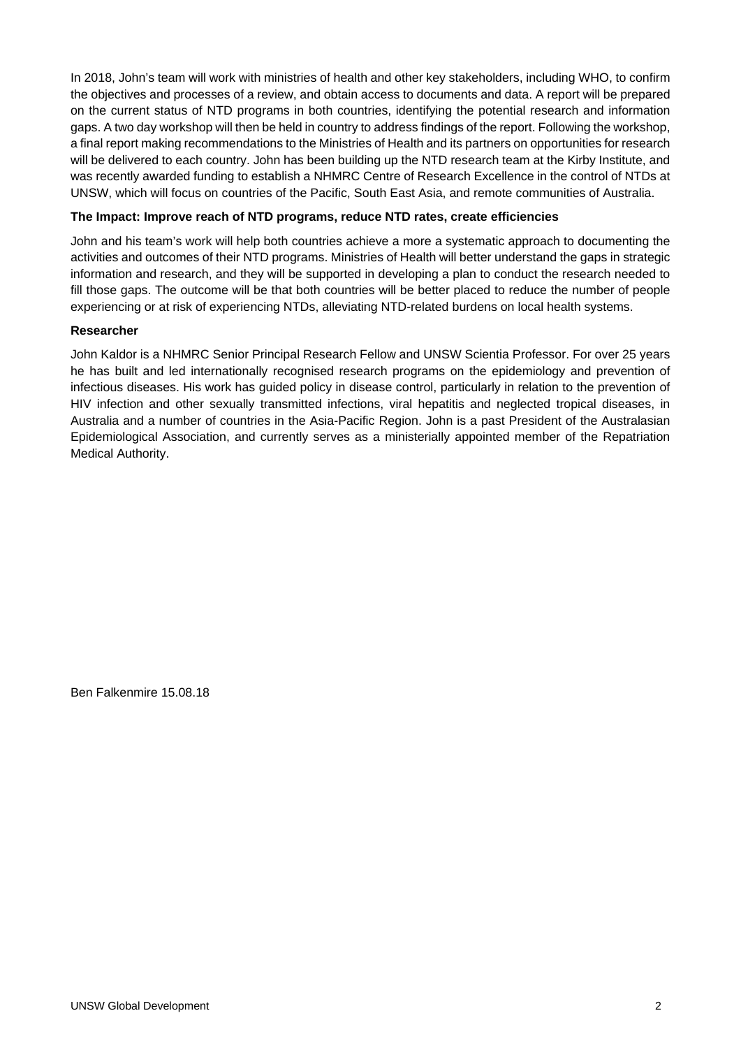In 2018, John's team will work with ministries of health and other key stakeholders, including WHO, to confirm the objectives and processes of a review, and obtain access to documents and data. A report will be prepared on the current status of NTD programs in both countries, identifying the potential research and information gaps. A two day workshop will then be held in country to address findings of the report. Following the workshop, a final report making recommendations to the Ministries of Health and its partners on opportunities for research will be delivered to each country. John has been building up the NTD research team at the Kirby Institute, and was recently awarded funding to establish a NHMRC Centre of Research Excellence in the control of NTDs at UNSW, which will focus on countries of the Pacific, South East Asia, and remote communities of Australia.

**The Impact: Improve reach of NTD programs, reduce NTD rates, create efficiencies**

John and his team's work will help both countries achieve a more a systematic approach to documenting the activities and outcomes of their NTD programs. Ministries of Health will better understand the gaps in strategic information and research, and they will be supported in developing a plan to conduct the research needed to fill those gaps. The outcome will be that both countries will be better placed to reduce the number of people experiencing or at risk of experiencing NTDs, alleviating NTD-related burdens on local health systems.

**Researcher**

John Kaldor is a NHMRC Senior Principal Research Fellow and UNSW Scientia Professor. For over 25 years he has built and led internationally recognised research programs on the epidemiology and prevention of infectious diseases. His work has guided policy in disease control, particularly in relation to the prevention of HIV infection and other sexually transmitted infections, viral hepatitis and neglected tropical diseases, in Australia and a number of countries in the Asia-Pacific Region. John is a past President of the Australasian Epidemiological Association, and currently serves as a ministerially appointed member of the Repatriation Medical Authority.

Ben Falkenmire 15.08.18